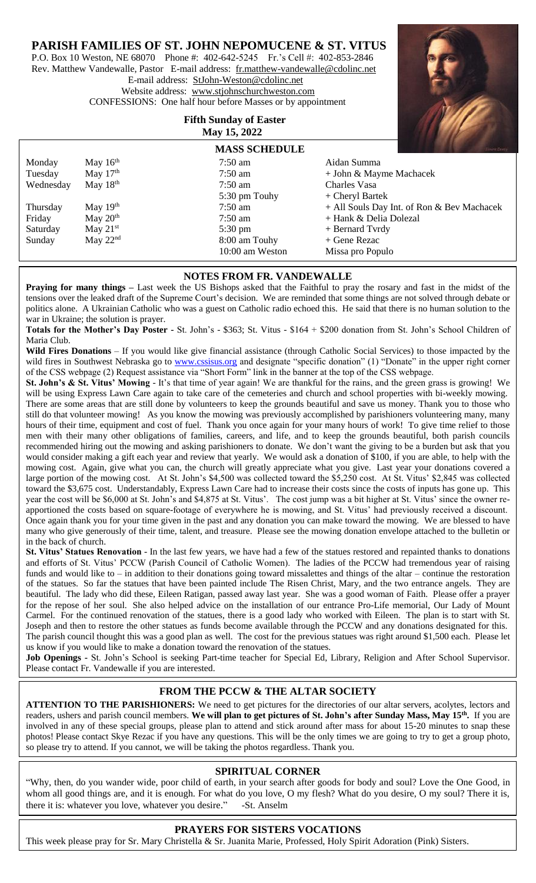# PARISH FAMILIES OF ST. JOHN NEPOMUCENE & ST. VITUS

P.O. Box 10 Weston, NE 68070 Phone #: 402-642-5245 Fr.'s Cell #: 402-853-2846
Rev. Matthew Vandewalle, Pastor E-mail address: fr.matthew-vandewalle@cdolinc.net
E-mail address: StJohn-Weston@cdolinc.net
Website address: www.stjohnschurchweston.com
CONFESSIONS: One half hour before Masses or by appointment

**Fifth Sunday of Easter**
**May 15, 2022**

## MASS SCHEDULE

| | | | |
|---|---|---|---|
| Monday | May 16th | 7:50 am | Aidan Summa |
| Tuesday | May 17th | 7:50 am | + John & Mayme Machacek |
| Wednesday | May 18th | 7:50 am | Charles Vasa |
| | | 5:30 pm Touhy | + Cheryl Bartek |
| Thursday | May 19th | 7:50 am | + All Souls Day Int. of Ron & Bev Machacek |
| Friday | May 20th | 7:50 am | + Hank & Delia Dolezal |
| Saturday | May 21st | 5:30 pm | + Bernard Tvrdy |
| Sunday | May 22nd | 8:00 am Touhy | + Gene Rezac |
| | | 10:00 am Weston | Missa pro Populo |

## NOTES FROM FR. VANDEWALLE

**Praying for many things –** Last week the US Bishops asked that the Faithful to pray the rosary and fast in the midst of the tensions over the leaked draft of the Supreme Court's decision. We are reminded that some things are not solved through debate or politics alone. A Ukrainian Catholic who was a guest on Catholic radio echoed this. He said that there is no human solution to the war in Ukraine; the solution is prayer.

**Totals for the Mother's Day Poster -** St. John's - $363; St. Vitus - $164 + $200 donation from St. John's School Children of Maria Club.

**Wild Fires Donations** – If you would like give financial assistance (through Catholic Social Services) to those impacted by the wild fires in Southwest Nebraska go to www.cssisus.org and designate "specific donation" (1) "Donate" in the upper right corner of the CSS webpage (2) Request assistance via "Short Form" link in the banner at the top of the CSS webpage.

**St. John's & St. Vitus' Mowing** - It's that time of year again! We are thankful for the rains, and the green grass is growing! We will be using Express Lawn Care again to take care of the cemeteries and church and school properties with bi-weekly mowing. There are some areas that are still done by volunteers to keep the grounds beautiful and save us money. Thank you to those who still do that volunteer mowing! As you know the mowing was previously accomplished by parishioners volunteering many, many hours of their time, equipment and cost of fuel. Thank you once again for your many hours of work! To give time relief to those men with their many other obligations of families, careers, and life, and to keep the grounds beautiful, both parish councils recommended hiring out the mowing and asking parishioners to donate. We don't want the giving to be a burden but ask that you would consider making a gift each year and review that yearly. We would ask a donation of $100, if you are able, to help with the mowing cost. Again, give what you can, the church will greatly appreciate what you give. Last year your donations covered a large portion of the mowing cost. At St. John's $4,500 was collected toward the $5,250 cost. At St. Vitus' $2,845 was collected toward the $3,675 cost. Understandably, Express Lawn Care had to increase their costs since the costs of inputs has gone up. This year the cost will be $6,000 at St. John's and $4,875 at St. Vitus'. The cost jump was a bit higher at St. Vitus' since the owner re-apportioned the costs based on square-footage of everywhere he is mowing, and St. Vitus' had previously received a discount. Once again thank you for your time given in the past and any donation you can make toward the mowing. We are blessed to have many who give generously of their time, talent, and treasure. Please see the mowing donation envelope attached to the bulletin or in the back of church.

**St. Vitus' Statues Renovation** - In the last few years, we have had a few of the statues restored and repainted thanks to donations and efforts of St. Vitus' PCCW (Parish Council of Catholic Women). The ladies of the PCCW had tremendous year of raising funds and would like to – in addition to their donations going toward missalettes and things of the altar – continue the restoration of the statues. So far the statues that have been painted include The Risen Christ, Mary, and the two entrance angels. They are beautiful. The lady who did these, Eileen Ratigan, passed away last year. She was a good woman of Faith. Please offer a prayer for the repose of her soul. She also helped advice on the installation of our entrance Pro-Life memorial, Our Lady of Mount Carmel. For the continued renovation of the statues, there is a good lady who worked with Eileen. The plan is to start with St. Joseph and then to restore the other statues as funds become available through the PCCW and any donations designated for this. The parish council thought this was a good plan as well. The cost for the previous statues was right around $1,500 each. Please let us know if you would like to make a donation toward the renovation of the statues.

**Job Openings -** St. John's School is seeking Part-time teacher for Special Ed, Library, Religion and After School Supervisor. Please contact Fr. Vandewalle if you are interested.

## FROM THE PCCW & THE ALTAR SOCIETY

**ATTENTION TO THE PARISHIONERS:** We need to get pictures for the directories of our altar servers, acolytes, lectors and readers, ushers and parish council members. **We will plan to get pictures of St. John's after Sunday Mass, May 15th.** If you are involved in any of these special groups, please plan to attend and stick around after mass for about 15-20 minutes to snap these photos! Please contact Skye Rezac if you have any questions. This will be the only times we are going to try to get a group photo, so please try to attend. If you cannot, we will be taking the photos regardless. Thank you.

## SPIRITUAL CORNER

"Why, then, do you wander wide, poor child of earth, in your search after goods for body and soul? Love the One Good, in whom all good things are, and it is enough. For what do you love, O my flesh? What do you desire, O my soul? There it is, there it is: whatever you love, whatever you desire." -St. Anselm

## PRAYERS FOR SISTERS VOCATIONS

This week please pray for Sr. Mary Christella & Sr. Juanita Marie, Professed, Holy Spirit Adoration (Pink) Sisters.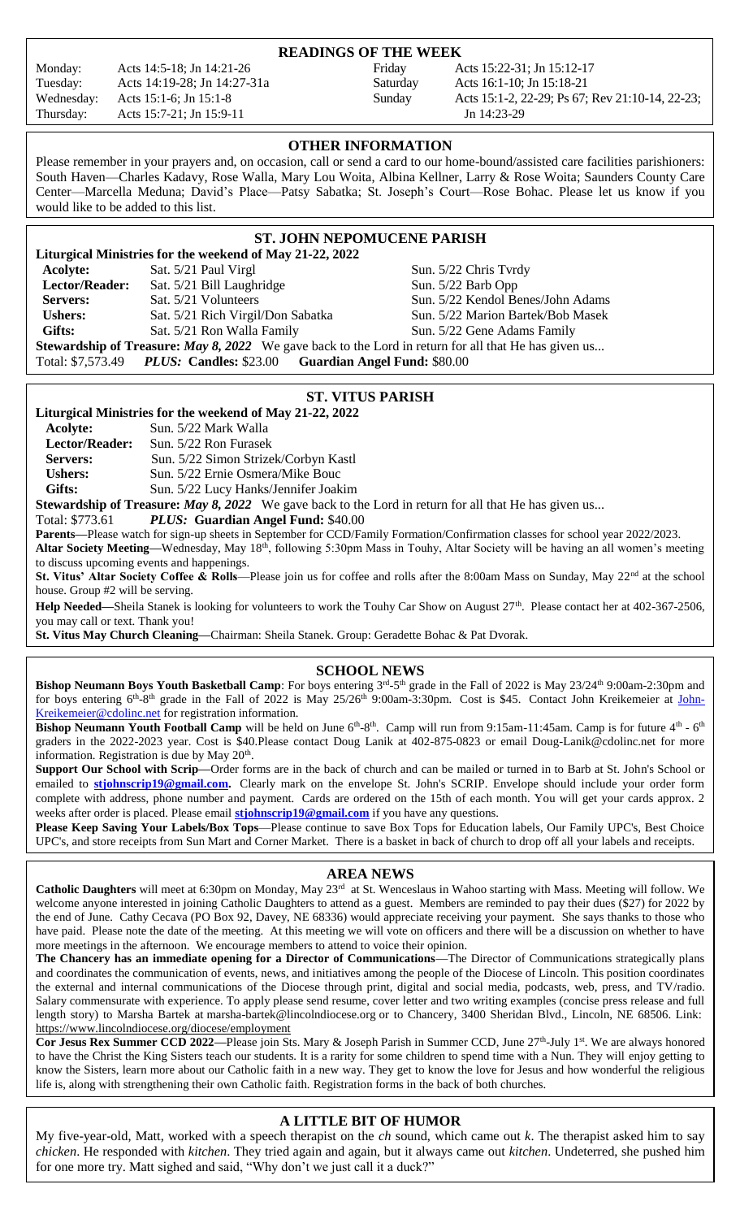## READINGS OF THE WEEK

| | | | |
|---|---|---|---|
| Monday: | Acts 14:5-18; Jn 14:21-26 | Friday | Acts 15:22-31; Jn 15:12-17 |
| Tuesday: | Acts 14:19-28; Jn 14:27-31a | Saturday | Acts 16:1-10; Jn 15:18-21 |
| Wednesday: | Acts 15:1-6; Jn 15:1-8 | Sunday | Acts 15:1-2, 22-29; Ps 67; Rev 21:10-14, 22-23; Jn 14:23-29 |
| Thursday: | Acts 15:7-21; Jn 15:9-11 | | |

## OTHER INFORMATION

Please remember in your prayers and, on occasion, call or send a card to our home-bound/assisted care facilities parishioners: South Haven—Charles Kadavy, Rose Walla, Mary Lou Woita, Albina Kellner, Larry & Rose Woita; Saunders County Care Center—Marcella Meduna; David's Place—Patsy Sabatka; St. Joseph's Court—Rose Bohac. Please let us know if you would like to be added to this list.

## ST. JOHN NEPOMUCENE PARISH

**Liturgical Ministries for the weekend of May 21-22, 2022**

| | | |
|---|---|---|
| **Acolyte:** | Sat. 5/21 Paul Virgl | Sun. 5/22 Chris Tvrdy |
| **Lector/Reader:** | Sat. 5/21 Bill Laughridge | Sun. 5/22 Barb Opp |
| **Servers:** | Sat. 5/21 Volunteers | Sun. 5/22 Kendol Benes/John Adams |
| **Ushers:** | Sat. 5/21 Rich Virgil/Don Sabatka | Sun. 5/22 Marion Bartek/Bob Masek |
| **Gifts:** | Sat. 5/21 Ron Walla Family | Sun. 5/22 Gene Adams Family |

**Stewardship of Treasure:** ***May 8, 2022*** We gave back to the Lord in return for all that He has given us...

Total: $7,573.49 ***PLUS:*** **Candles:** $23.00 **Guardian Angel Fund:** $80.00

## ST. VITUS PARISH

**Liturgical Ministries for the weekend of May 21-22, 2022**

| | |
|---|---|
| **Acolyte:** | Sun. 5/22 Mark Walla |
| **Lector/Reader:** | Sun. 5/22 Ron Furasek |
| **Servers:** | Sun. 5/22 Simon Strizek/Corbyn Kastl |
| **Ushers:** | Sun. 5/22 Ernie Osmera/Mike Bouc |
| **Gifts:** | Sun. 5/22 Lucy Hanks/Jennifer Joakim |

**Stewardship of Treasure:** ***May 8, 2022*** We gave back to the Lord in return for all that He has given us...

Total: $773.61 ***PLUS:*** **Guardian Angel Fund:** $40.00

**Parents—**Please watch for sign-up sheets in September for CCD/Family Formation/Confirmation classes for school year 2022/2023.

**Altar Society Meeting—**Wednesday, May 18th, following 5:30pm Mass in Touhy, Altar Society will be having an all women's meeting to discuss upcoming events and happenings.

**St. Vitus' Altar Society Coffee & Rolls**—Please join us for coffee and rolls after the 8:00am Mass on Sunday, May 22nd at the school house. Group #2 will be serving.

**Help Needed**—Sheila Stanek is looking for volunteers to work the Touhy Car Show on August 27th. Please contact her at 402-367-2506, you may call or text. Thank you!

**St. Vitus May Church Cleaning—**Chairman: Sheila Stanek. Group: Geradette Bohac & Pat Dvorak.

## SCHOOL NEWS

**Bishop Neumann Boys Youth Basketball Camp**: For boys entering 3rd-5th grade in the Fall of 2022 is May 23/24th 9:00am-2:30pm and for boys entering 6th-8th grade in the Fall of 2022 is May 25/26th 9:00am-3:30pm. Cost is $45. Contact John Kreikemeier at John-Kreikemeier@cdolinc.net for registration information.

**Bishop Neumann Youth Football Camp** will be held on June 6th-8th. Camp will run from 9:15am-11:45am. Camp is for future 4th - 6th graders in the 2022-2023 year. Cost is $40.Please contact Doug Lanik at 402-875-0823 or email Doug-Lanik@cdolinc.net for more information. Registration is due by May 20th.

**Support Our School with Scrip—**Order forms are in the back of church and can be mailed or turned in to Barb at St. John's School or emailed to **stjohnscrip19@gmail.com.** Clearly mark on the envelope St. John's SCRIP. Envelope should include your order form complete with address, phone number and payment. Cards are ordered on the 15th of each month. You will get your cards approx. 2 weeks after order is placed. Please email **stjohnscrip19@gmail.com** if you have any questions.

**Please Keep Saving Your Labels/Box Tops**—Please continue to save Box Tops for Education labels, Our Family UPC's, Best Choice UPC's, and store receipts from Sun Mart and Corner Market. There is a basket in back of church to drop off all your labels and receipts.

## AREA NEWS

**Catholic Daughters** will meet at 6:30pm on Monday, May 23rd at St. Wenceslaus in Wahoo starting with Mass. Meeting will follow. We welcome anyone interested in joining Catholic Daughters to attend as a guest. Members are reminded to pay their dues ($27) for 2022 by the end of June. Cathy Cecava (PO Box 92, Davey, NE 68336) would appreciate receiving your payment. She says thanks to those who have paid. Please note the date of the meeting. At this meeting we will vote on officers and there will be a discussion on whether to have more meetings in the afternoon. We encourage members to attend to voice their opinion.

**The Chancery has an immediate opening for a Director of Communications**—The Director of Communications strategically plans and coordinates the communication of events, news, and initiatives among the people of the Diocese of Lincoln. This position coordinates the external and internal communications of the Diocese through print, digital and social media, podcasts, web, press, and TV/radio. Salary commensurate with experience. To apply please send resume, cover letter and two writing examples (concise press release and full length story) to Marsha Bartek at marsha-bartek@lincolndiocese.org or to Chancery, 3400 Sheridan Blvd., Lincoln, NE 68506. Link: https://www.lincolndiocese.org/diocese/employment

**Cor Jesus Rex Summer CCD 2022—**Please join Sts. Mary & Joseph Parish in Summer CCD, June 27th-July 1st. We are always honored to have the Christ the King Sisters teach our students. It is a rarity for some children to spend time with a Nun. They will enjoy getting to know the Sisters, learn more about our Catholic faith in a new way. They get to know the love for Jesus and how wonderful the religious life is, along with strengthening their own Catholic faith. Registration forms in the back of both churches.

## A LITTLE BIT OF HUMOR

My five-year-old, Matt, worked with a speech therapist on the *ch* sound, which came out *k*. The therapist asked him to say *chicken*. He responded with *kitchen*. They tried again and again, but it always came out *kitchen*. Undeterred, she pushed him for one more try. Matt sighed and said, "Why don't we just call it a duck?"